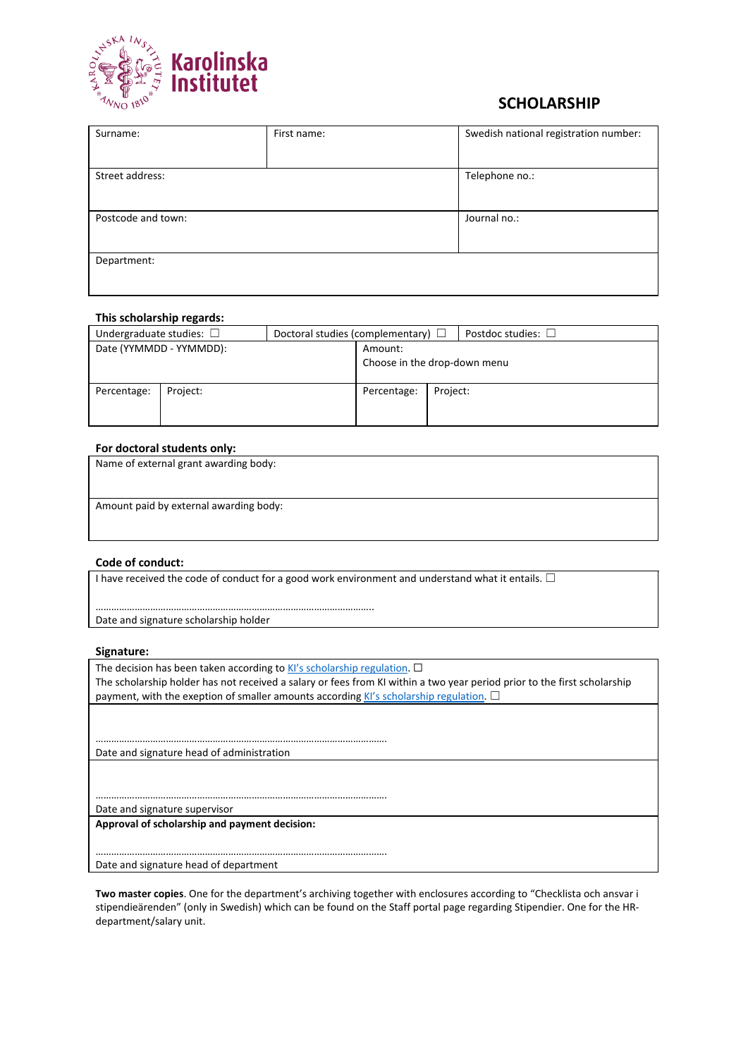Karolinska Institutet

# SCHOLARSHIP

| Surname: | First name: | Swedish national registration number: |
| --- | --- | --- |
| Street address: | | Telephone no.: |
| Postcode and town: | | Journal no.: |
| Department: | | |

**This scholarship regards:**

| Undergraduate studies: ☐ | | Doctoral studies (complementary) ☐ | | Postdoc studies: ☐ |
| --- | --- | --- | --- | --- |
| Date (YYMMDD - YYMMDD): | | Amount: Choose in the drop-down menu | | |
| Percentage: | Project: | Percentage: | Project: | |

**For doctoral students only:**

| Name of external grant awarding body: |
| --- |
| Amount paid by external awarding body: |

**Code of conduct:**

I have received the code of conduct for a good work environment and understand what it entails. ☐

………………………………………………………………………………………..
Date and signature scholarship holder

**Signature:**

The decision has been taken according to KI's scholarship regulation. ☐
The scholarship holder has not received a salary or fees from KI within a two year period prior to the first scholarship payment, with the exeption of smaller amounts according KI's scholarship regulation. ☐

……………………………………………………………………………………………
Date and signature head of administration

……………………………………………………………………………………………
Date and signature supervisor

**Approval of scholarship and payment decision:**

……………………………………………………………………………………………
Date and signature head of department

**Two master copies**. One for the department's archiving together with enclosures according to "Checklista och ansvar i stipendieärenden" (only in Swedish) which can be found on the Staff portal page regarding Stipendier. One for the HR-department/salary unit.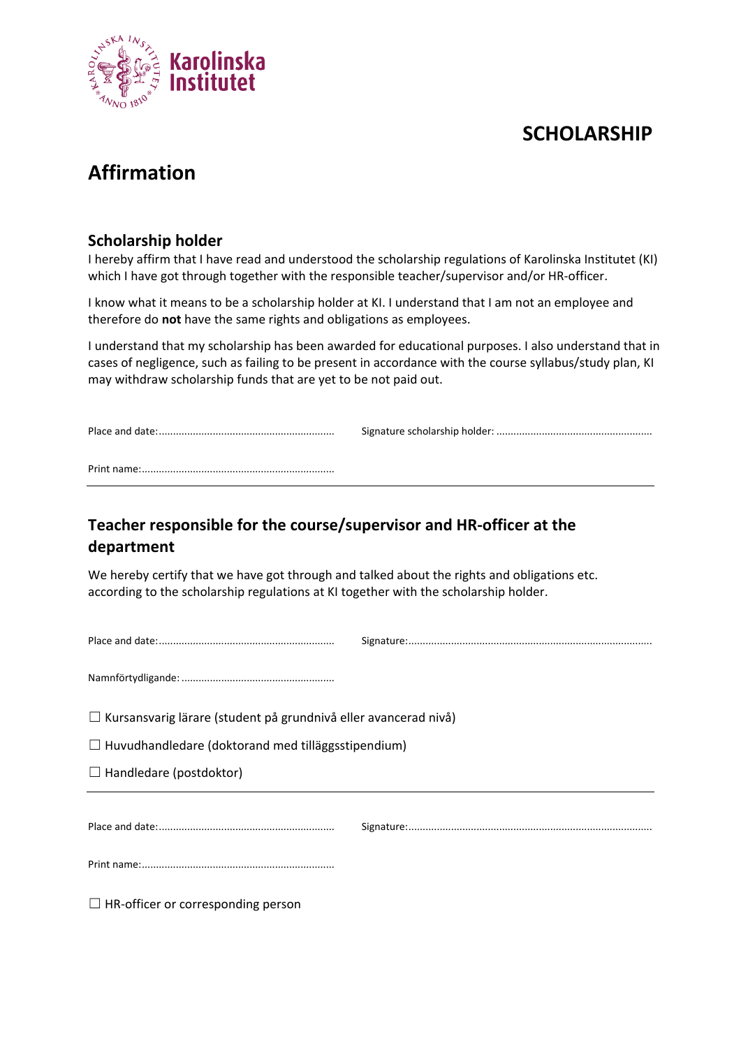Karolinska Institutet

# SCHOLARSHIP

## Affirmation

### Scholarship holder

I hereby affirm that I have read and understood the scholarship regulations of Karolinska Institutet (KI) which I have got through together with the responsible teacher/supervisor and/or HR-officer.

I know what it means to be a scholarship holder at KI. I understand that I am not an employee and therefore do **not** have the same rights and obligations as employees.

I understand that my scholarship has been awarded for educational purposes. I also understand that in cases of negligence, such as failing to be present in accordance with the course syllabus/study plan, KI may withdraw scholarship funds that are yet to be not paid out.

Place and date:............................................................. Signature scholarship holder: ......................................................

Print name:...................................................................

---

### Teacher responsible for the course/supervisor and HR-officer at the department

We hereby certify that we have got through and talked about the rights and obligations etc. according to the scholarship regulations at KI together with the scholarship holder.

Place and date:............................................................. Signature:.....................................................................................

Namnförtydligande: .....................................................

☐ Kursansvarig lärare (student på grundnivå eller avancerad nivå)

☐ Huvudhandledare (doktorand med tilläggsstipendium)

☐ Handledare (postdoktor)

---

Place and date:............................................................. Signature:.....................................................................................

Print name:...................................................................

☐ HR-officer or corresponding person